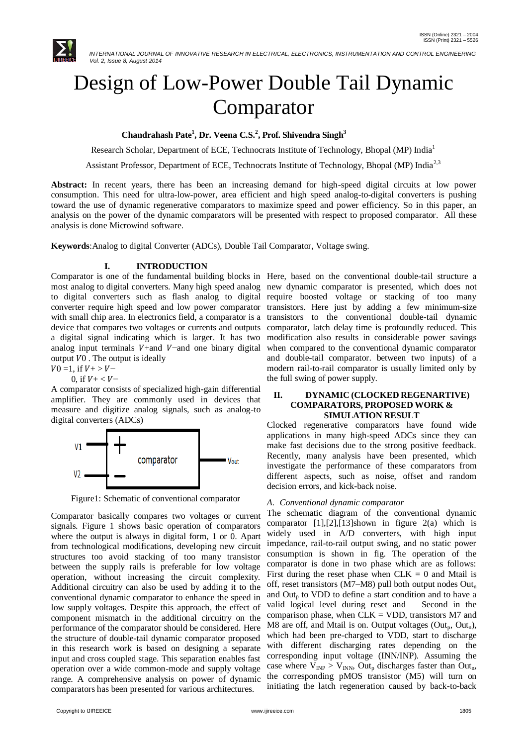# Design of Low-Power Double Tail Dynamic Comparator

**Chandrahash Pate[1], Dr. Veena C.S.[2], Prof. Shivendra Singh[3]**

Research Scholar, Department of ECE, Technocrats Institute of Technology, Bhopal (MP) India[1]

Assistant Professor, Department of ECE, Technocrats Institute of Technology, Bhopal (MP) India[2,3]

**Abstract:** In recent years, there has been an increasing demand for high-speed digital circuits at low power consumption. This need for ultra-low-power, area efficient and high speed analog-to-digital converters is pushing toward the use of dynamic regenerative comparators to maximize speed and power efficiency. So in this paper, an analysis on the power of the dynamic comparators will be presented with respect to proposed comparator. All these analysis is done Microwind software.

**Keywords**:Analog to digital Converter (ADCs), Double Tail Comparator, Voltage swing.

## I. INTRODUCTION

Comparator is one of the fundamental building blocks in most analog to digital converters. Many high speed analog to digital converters such as flash analog to digital converter require high speed and low power comparator with small chip area. In electronics field, a comparator is a device that compares two voltages or currents and outputs a digital signal indicating which is larger. It has two analog input terminals $V+$and $V-$and one binary digital output $V0$ . The output is ideally

$V0$ =1, if $V+ > V-$

0, if $V+ < V-$

A comparator consists of specialized high-gain differential amplifier. They are commonly used in devices that measure and digitize analog signals, such as analog-to digital converters (ADCs)

Figure1: Schematic of conventional comparator

Comparator basically compares two voltages or current signals. Figure 1 shows basic operation of comparators where the output is always in digital form, 1 or 0. Apart from technological modifications, developing new circuit structures too avoid stacking of too many transistor between the supply rails is preferable for low voltage operation, without increasing the circuit complexity. Additional circuitry can also be used by adding it to the conventional dynamic comparator to enhance the speed in low supply voltages. Despite this approach, the effect of component mismatch in the additional circuitry on the performance of the comparator should be considered. Here the structure of double-tail dynamic comparator proposed in this research work is based on designing a separate input and cross coupled stage. This separation enables fast operation over a wide common-mode and supply voltage range. A comprehensive analysis on power of dynamic comparators has been presented for various architectures.

Here, based on the conventional double-tail structure a new dynamic comparator is presented, which does not require boosted voltage or stacking of too many transistors. Here just by adding a few minimum-size transistors to the conventional double-tail dynamic comparator, latch delay time is profoundly reduced. This modification also results in considerable power savings when compared to the conventional dynamic comparator and double-tail comparator. between two inputs) of a modern rail-to-rail comparator is usually limited only by the full swing of power supply.

## II. DYNAMIC (CLOCKED REGENARTIVE) COMPARATORS, PROPOSED WORK & SIMULATION RESULT

Clocked regenerative comparators have found wide applications in many high-speed ADCs since they can make fast decisions due to the strong positive feedback. Recently, many analysis have been presented, which investigate the performance of these comparators from different aspects, such as noise, offset and random decision errors, and kick-back noise.

### *A. Conventional dynamic comparator*

The schematic diagram of the conventional dynamic comparator [1],[2],[13]shown in figure 2(a) which is widely used in A/D converters, with high input impedance, rail-to-rail output swing, and no static power consumption is shown in fig. The operation of the comparator is done in two phase which are as follows: First during the reset phase when CLK = 0 and Mtail is off, reset transistors (M7–M8) pull both output nodes $Out_n$ and $Out_p$ to VDD to define a start condition and to have a valid logical level during reset and Second in the comparison phase, when CLK = VDD, transistors M7 and M8 are off, and Mtail is on. Output voltages ($Out_p$, $Out_n$), which had been pre-charged to VDD, start to discharge with different discharging rates depending on the corresponding input voltage (INN/INP). Assuming the case where $V_{INP} > V_{INN}$, $Out_p$ discharges faster than $Out_n$, the corresponding pMOS transistor (M5) will turn on initiating the latch regeneration caused by back-to-back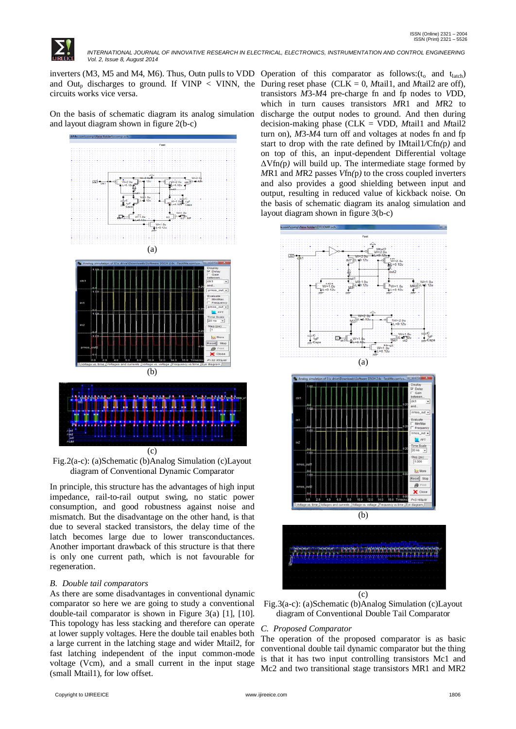inverters (M3, M5 and M4, M6). Thus, Outn pulls to VDD and $Out_p$ discharges to ground. If VINP < VINN, the circuits works vice versa.

On the basis of schematic diagram its analog simulation and layout diagram shown in figure 2(b-c)

(a)

(b)

(c)

Fig.2(a-c): (a)Schematic (b)Analog Simulation (c)Layout diagram of Conventional Dynamic Comparator

In principle, this structure has the advantages of high input impedance, rail-to-rail output swing, no static power consumption, and good robustness against noise and mismatch. But the disadvantage on the other hand, is that due to several stacked transistors, the delay time of the latch becomes large due to lower transconductances. Another important drawback of this structure is that there is only one current path, which is not favourable for regeneration.

### *B. Double tail comparators*

As there are some disadvantages in conventional dynamic comparator so here we are going to study a conventional double-tail comparator is shown in Figure 3(a) [1], [10]. This topology has less stacking and therefore can operate at lower supply voltages. Here the double tail enables both a large current in the latching stage and wider Mtail2, for fast latching independent of the input common-mode voltage (Vcm), and a small current in the input stage (small Mtail1), for low offset.

Operation of this comparator as follows:($t_o$ and $t_{latch}$) During reset phase (CLK = 0, *M*tail1, and *M*tail2 are off), transistors *M*3-*M*4 pre-charge fn and fp nodes to *V*DD, which in turn causes transistors *M*R1 and *M*R2 to discharge the output nodes to ground. And then during decision-making phase (CLK = VDD, *M*tail1 and *M*tail2 turn on), *M*3-*M*4 turn off and voltages at nodes fn and fp start to drop with the rate defined by IMtail1/Cfn*(p)* and on top of this, an input-dependent Differential voltage ΔVfn*(p)* will build up. The intermediate stage formed by *M*R1 and *M*R2 passes *V*fn(p) to the cross coupled inverters and also provides a good shielding between input and output, resulting in reduced value of kickback noise. On the basis of schematic diagram its analog simulation and layout diagram shown in figure 3(b-c)

(a)

(b)

(c)

Fig.3(a-c): (a)Schematic (b)Analog Simulation (c)Layout diagram of Conventional Double Tail Comparator

### *C. Proposed Comparator*

The operation of the proposed comparator is as basic conventional double tail dynamic comparator but the thing is that it has two input controlling transistors Mc1 and Mc2 and two transitional stage transistors MR1 and MR2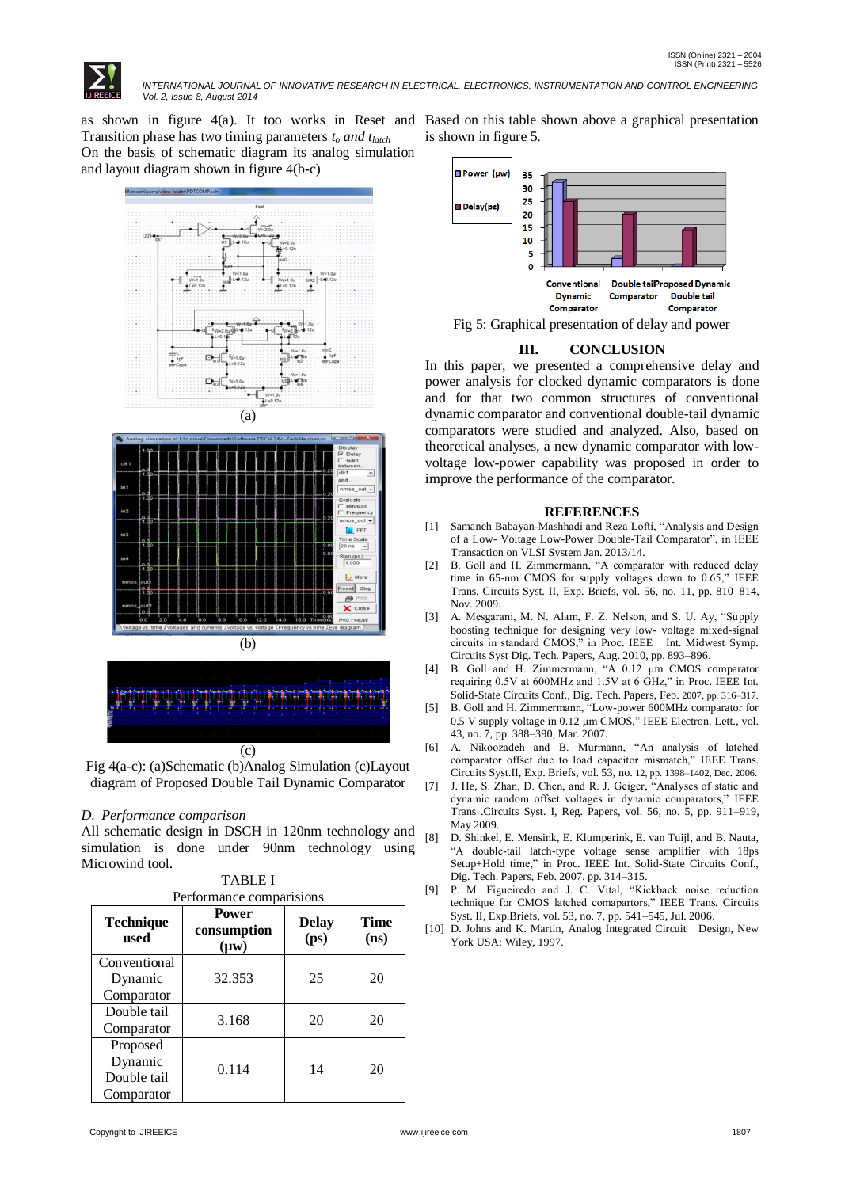as shown in figure 4(a). It too works in Reset and Transition phase has two timing parameters $t_o$ *and* $t_{latch}$

On the basis of schematic diagram its analog simulation and layout diagram shown in figure 4(b-c)

(a)

(b)

(c)

Fig 4(a-c): (a)Schematic (b)Analog Simulation (c)Layout diagram of Proposed Double Tail Dynamic Comparator

### D. Performance comparison

All schematic design in DSCH in 120nm technology and simulation is done under 90nm technology using Microwind tool.

TABLE I

Performance comparisions

| Technique used | Power consumption (μw) | Delay (ps) | Time (ns) |
|---|---|---|---|
| Conventional Dynamic Comparator | 32.353 | 25 | 20 |
| Double tail Comparator | 3.168 | 20 | 20 |
| Proposed Dynamic Double tail Comparator | 0.114 | 14 | 20 |

Based on this table shown above a graphical presentation is shown in figure 5.

Power (μw)
Delay(ps)
35
30
25
20
15
10
5
0
Conventional Dynamic Comparator
Double tail Comparator
Proposed Dynamic Double tail Comparator

Fig 5: Graphical presentation of delay and power

## III. CONCLUSION

In this paper, we presented a comprehensive delay and power analysis for clocked dynamic comparators is done and for that two common structures of conventional dynamic comparator and conventional double-tail dynamic comparators were studied and analyzed. Also, based on theoretical analyses, a new dynamic comparator with low-voltage low-power capability was proposed in order to improve the performance of the comparator.

## REFERENCES

[1] Samaneh Babayan-Mashhadi and Reza Lofti, "Analysis and Design of a Low- Voltage Low-Power Double-Tail Comparator", in IEEE Transaction on VLSI System Jan. 2013/14.

[2] B. Goll and H. Zimmermann, "A comparator with reduced delay time in 65-nm CMOS for supply voltages down to 0.65," IEEE Trans. Circuits Syst. II, Exp. Briefs, vol. 56, no. 11, pp. 810–814, Nov. 2009.

[3] A. Mesgarani, M. N. Alam, F. Z. Nelson, and S. U. Ay, "Supply boosting technique for designing very low- voltage mixed-signal circuits in standard CMOS," in Proc. IEEE Int. Midwest Symp. Circuits Syst Dig. Tech. Papers, Aug. 2010, pp. 893–896.

[4] B. Goll and H. Zimmermann, "A 0.12 μm CMOS comparator requiring 0.5V at 600MHz and 1.5V at 6 GHz," in Proc. IEEE Int. Solid-State Circuits Conf., Dig. Tech. Papers, Feb. 2007, pp. 316–317.

[5] B. Goll and H. Zimmermann, "Low-power 600MHz comparator for 0.5 V supply voltage in 0.12 μm CMOS," IEEE Electron. Lett., vol. 43, no. 7, pp. 388–390, Mar. 2007.

[6] A. Nikoozadeh and B. Murmann, "An analysis of latched comparator offset due to load capacitor mismatch," IEEE Trans. Circuits Syst.II, Exp. Briefs, vol. 53, no. 12, pp. 1398–1402, Dec. 2006.

[7] J. He, S. Zhan, D. Chen, and R. J. Geiger, "Analyses of static and dynamic random offset voltages in dynamic comparators," IEEE Trans .Circuits Syst. I, Reg. Papers, vol. 56, no. 5, pp. 911–919, May 2009.

[8] D. Shinkel, E. Mensink, E. Klumperink, E. van Tuijl, and B. Nauta, "A double-tail latch-type voltage sense amplifier with 18ps Setup+Hold time," in Proc. IEEE Int. Solid-State Circuits Conf., Dig. Tech. Papers, Feb. 2007, pp. 314–315.

[9] P. M. Figueiredo and J. C. Vital, "Kickback noise reduction technique for CMOS latched comapartors," IEEE Trans. Circuits Syst. II, Exp.Briefs, vol. 53, no. 7, pp. 541–545, Jul. 2006.

[10] D. Johns and K. Martin, Analog Integrated Circuit Design, New York USA: Wiley, 1997.